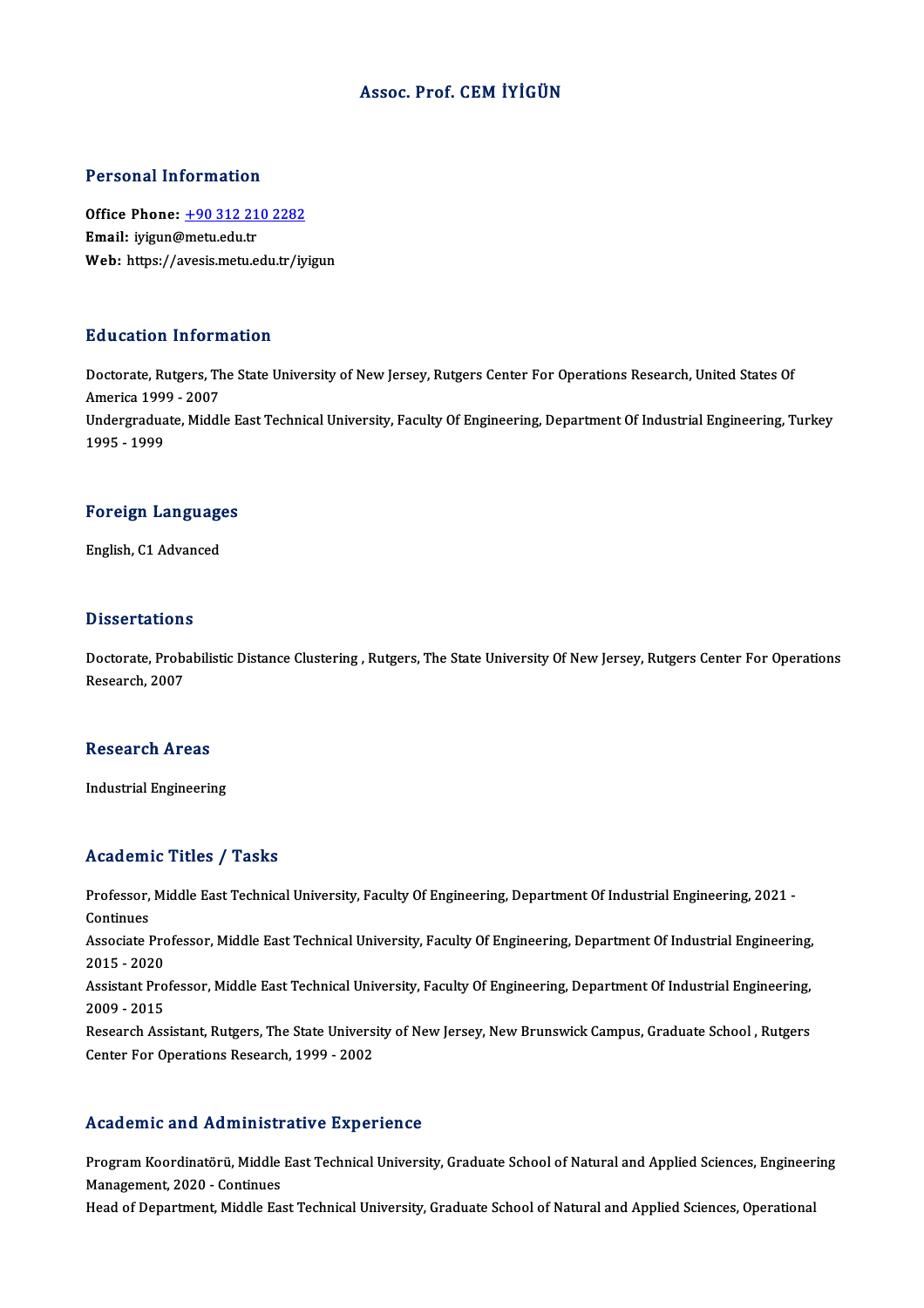# Assoc. Prof. CEM İYİGÜN

## Personal Information

**Office Phone:** +90 312 210 2282
**Email:** iyigun@metu.edu.tr
**Web:** https://avesis.metu.edu.tr/iyigun

## Education Information

Doctorate, Rutgers, The State University of New Jersey, Rutgers Center For Operations Research, United States Of America 1999 - 2007

Undergraduate, Middle East Technical University, Faculty Of Engineering, Department Of Industrial Engineering, Turkey 1995 - 1999

## Foreign Languages

English, C1 Advanced

## Dissertations

Doctorate, Probabilistic Distance Clustering , Rutgers, The State University Of New Jersey, Rutgers Center For Operations Research, 2007

## Research Areas

Industrial Engineering

## Academic Titles / Tasks

Professor, Middle East Technical University, Faculty Of Engineering, Department Of Industrial Engineering, 2021 - Continues

Associate Professor, Middle East Technical University, Faculty Of Engineering, Department Of Industrial Engineering, 2015 - 2020

Assistant Professor, Middle East Technical University, Faculty Of Engineering, Department Of Industrial Engineering, 2009 - 2015

Research Assistant, Rutgers, The State University of New Jersey, New Brunswick Campus, Graduate School , Rutgers Center For Operations Research, 1999 - 2002

## Academic and Administrative Experience

Program Koordinatörü, Middle East Technical University, Graduate School of Natural and Applied Sciences, Engineering Management, 2020 - Continues

Head of Department, Middle East Technical University, Graduate School of Natural and Applied Sciences, Operational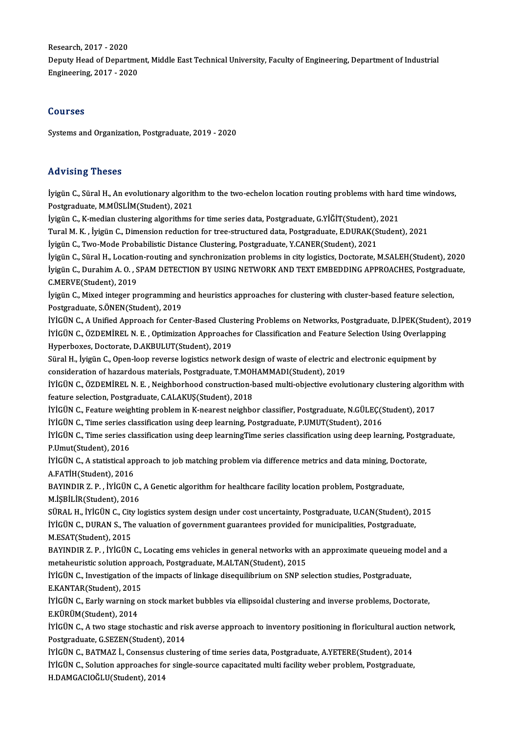Research, 2017 - 2020

Deputy Head of Department, Middle East Technical University, Faculty of Engineering, Department of Industrial Engineering, 2017 - 2020

## Courses

Systems and Organization, Postgraduate, 2019 - 2020

## Advising Theses

İyigün C., Süral H., An evolutionary algorithm to the two-echelon location routing problems with hard time windows, Postgraduate, M.MÜSLİM(Student), 2021

İyigün C., K-median clustering algorithms for time series data, Postgraduate, G.YİĞİT(Student), 2021

Tural M. K. , İyigün C., Dimension reduction for tree-structured data, Postgraduate, E.DURAK(Student), 2021

İyigün C., Two-Mode Probabilistic Distance Clustering, Postgraduate, Y.CANER(Student), 2021

İyigün C., Süral H., Location-routing and synchronization problems in city logistics, Doctorate, M.SALEH(Student), 2020

İyigün C., Durahim A. O. , SPAM DETECTION BY USING NETWORK AND TEXT EMBEDDING APPROACHES, Postgraduate, C.MERVE(Student), 2019

İyigün C., Mixed integer programming and heuristics approaches for clustering with cluster-based feature selection, Postgraduate, S.ÖNEN(Student), 2019

İYİGÜN C., A Unified Approach for Center-Based Clustering Problems on Networks, Postgraduate, D.İPEK(Student), 2019

İYİGÜN C., ÖZDEMİREL N. E. , Optimization Approaches for Classification and Feature Selection Using Overlapping Hyperboxes, Doctorate, D.AKBULUT(Student), 2019

Süral H., İyigün C., Open-loop reverse logistics network design of waste of electric and electronic equipment by consideration of hazardous materials, Postgraduate, T.MOHAMMADI(Student), 2019

İYİGÜN C., ÖZDEMİREL N. E. , Neighborhood construction-based multi-objective evolutionary clustering algorithm with feature selection, Postgraduate, C.ALAKUŞ(Student), 2018

İYİGÜN C., Feature weighting problem in K-nearest neighbor classifier, Postgraduate, N.GÜLEÇ(Student), 2017

İYİGÜN C., Time series classification using deep learning, Postgraduate, P.UMUT(Student), 2016

İYİGÜN C., Time series classification using deep learningTime series classification using deep learning, Postgraduate, P.Umut(Student), 2016

İYİGÜN C., A statistical approach to job matching problem via difference metrics and data mining, Doctorate, A.FATİH(Student), 2016

BAYINDIR Z. P. , İYİGÜN C., A Genetic algorithm for healthcare facility location problem, Postgraduate, M.İŞBİLİR(Student), 2016

SÜRAL H., İYİGÜN C., City logistics system design under cost uncertainty, Postgraduate, U.CAN(Student), 2015

İYİGÜN C., DURAN S., The valuation of government guarantees provided for municipalities, Postgraduate, M.ESAT(Student), 2015

BAYINDIR Z. P. , İYİGÜN C., Locating ems vehicles in general networks with an approximate queueing model and a metaheuristic solution approach, Postgraduate, M.ALTAN(Student), 2015

İYİGÜN C., Investigation of the impacts of linkage disequilibrium on SNP selection studies, Postgraduate, E.KANTAR(Student), 2015

İYİGÜN C., Early warning on stock market bubbles via ellipsoidal clustering and inverse problems, Doctorate, E.KÜRÜM(Student), 2014

İYİGÜN C., A two stage stochastic and risk averse approach to inventory positioning in floricultural auction network, Postgraduate, G.SEZEN(Student), 2014

İYİGÜN C., BATMAZ İ., Consensus clustering of time series data, Postgraduate, A.YETERE(Student), 2014

İYİGÜN C., Solution approaches for single-source capacitated multi facility weber problem, Postgraduate, H.DAMGACIOĞLU(Student), 2014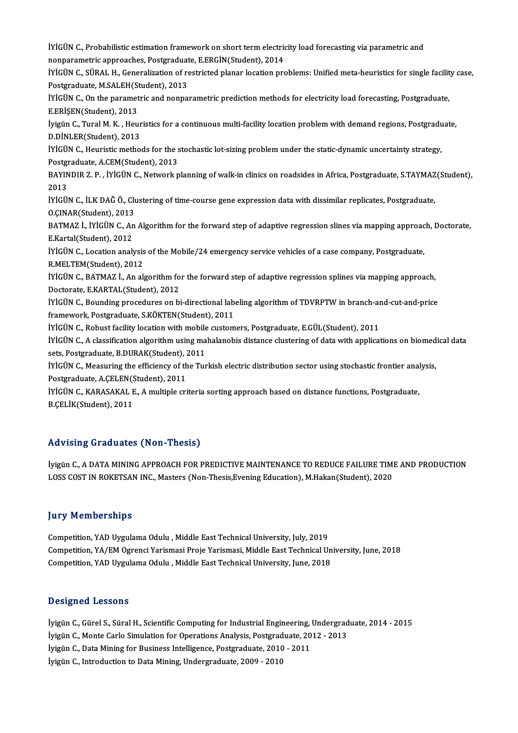İYİGÜN C., Probabilistic estimation framework on short term electricity load forecasting via parametric and nonparametric approaches, Postgraduate, E.ERGİN(Student), 2014

İYİGÜN C., SÜRAL H., Generalization of restricted planar location problems: Unified meta-heuristics for single facility case, Postgraduate, M.SALEH(Student), 2013

İYİGÜN C., On the parametric and nonparametric prediction methods for electricity load forecasting, Postgraduate, E.ERİŞEN(Student), 2013

İyigün C., Tural M. K. , Heuristics for a continuous multi-facility location problem with demand regions, Postgraduate, D.DİNLER(Student), 2013

İYİGÜN C., Heuristic methods for the stochastic lot-sizing problem under the static-dynamic uncertainty strategy, Postgraduate, A.CEM(Student), 2013

BAYINDIR Z. P. , İYİGÜN C., Network planning of walk-in clinics on roadsides in Africa, Postgraduate, S.TAYMAZ(Student), 2013

İYİGÜN C., İLK DAĞ Ö., Clustering of time-course gene expression data with dissimilar replicates, Postgraduate, O.ÇINAR(Student), 2013

BATMAZ İ., İYİGÜN C., An Algorithm for the forward step of adaptive regression slines via mapping approach, Doctorate, E.Kartal(Student), 2012

İYİGÜN C., Location analysis of the Mobile/24 emergency service vehicles of a case company, Postgraduate, R.MELTEM(Student), 2012

İYİGÜN C., BATMAZ İ., An algorithm for the forward step of adaptive regression splines via mapping approach, Doctorate, E.KARTAL(Student), 2012

İYİGÜN C., Bounding procedures on bi-directional labeling algorithm of TDVRPTW in branch-and-cut-and-price framework, Postgraduate, S.KÖKTEN(Student), 2011

İYİGÜN C., Robust facility location with mobile customers, Postgraduate, E.GÜL(Student), 2011

İYİGÜN C., A classification algorithm using mahalanobis distance clustering of data with applications on biomedical data sets, Postgraduate, B.DURAK(Student), 2011

İYİGÜN C., Measuring the efficiency of the Turkish electric distribution sector using stochastic frontier analysis, Postgraduate, A.ÇELEN(Student), 2011

İYİGÜN C., KARASAKAL E., A multiple criteria sorting approach based on distance functions, Postgraduate, B.ÇELİK(Student), 2011

## Advising Graduates (Non-Thesis)

İyigün C., A DATA MINING APPROACH FOR PREDICTIVE MAINTENANCE TO REDUCE FAILURE TIME AND PRODUCTION LOSS COST IN ROKETSAN INC., Masters (Non-Thesis,Evening Education), M.Hakan(Student), 2020

## Jury Memberships

Competition, YAD Uygulama Odulu , Middle East Technical University, July, 2019

Competition, YA/EM Ogrenci Yarismasi Proje Yarismasi, Middle East Technical University, June, 2018

Competition, YAD Uygulama Odulu , Middle East Technical University, June, 2018

## Designed Lessons

İyigün C., Gürel S., Süral H., Scientific Computing for Industrial Engineering, Undergraduate, 2014 - 2015

İyigün C., Monte Carlo Simulation for Operations Analysis, Postgraduate, 2012 - 2013

İyigün C., Data Mining for Business Intelligence, Postgraduate, 2010 - 2011

İyigün C., Introduction to Data Mining, Undergraduate, 2009 - 2010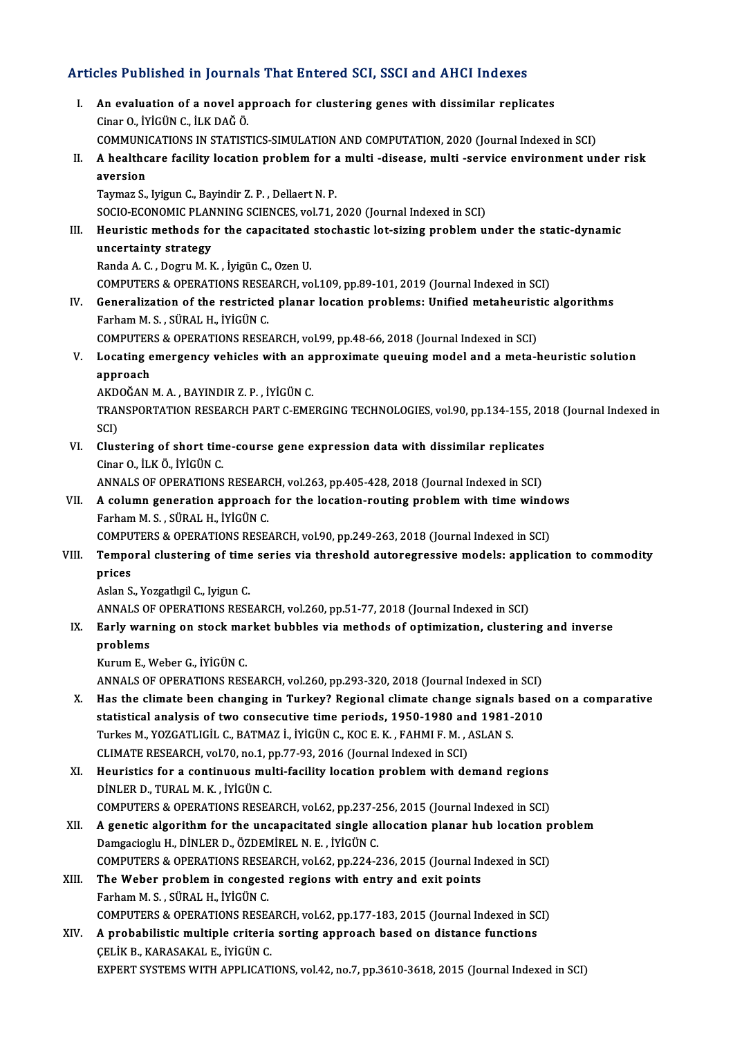## Articles Published in Journals That Entered SCI, SSCI and AHCI Indexes

I. **An evaluation of a novel approach for clustering genes with dissimilar replicates**
Cinar O., İYİGÜN C., İLK DAĞ Ö.
COMMUNICATIONS IN STATISTICS-SIMULATION AND COMPUTATION, 2020 (Journal Indexed in SCI)

II. **A healthcare facility location problem for a multi -disease, multi -service environment under risk aversion**
Taymaz S., Iyigun C., Bayindir Z. P. , Dellaert N. P.
SOCIO-ECONOMIC PLANNING SCIENCES, vol.71, 2020 (Journal Indexed in SCI)

III. **Heuristic methods for the capacitated stochastic lot-sizing problem under the static-dynamic uncertainty strategy**
Randa A. C. , Dogru M. K. , İyigün C., Ozen U.
COMPUTERS & OPERATIONS RESEARCH, vol.109, pp.89-101, 2019 (Journal Indexed in SCI)

IV. **Generalization of the restricted planar location problems: Unified metaheuristic algorithms**
Farham M. S. , SÜRAL H., İYİGÜN C.
COMPUTERS & OPERATIONS RESEARCH, vol.99, pp.48-66, 2018 (Journal Indexed in SCI)

V. **Locating emergency vehicles with an approximate queuing model and a meta-heuristic solution approach**
AKDOĞAN M. A. , BAYINDIR Z. P. , İYİGÜN C.
TRANSPORTATION RESEARCH PART C-EMERGING TECHNOLOGIES, vol.90, pp.134-155, 2018 (Journal Indexed in SCI)

VI. **Clustering of short time-course gene expression data with dissimilar replicates**
Cinar O., İLK Ö., İYİGÜN C.
ANNALS OF OPERATIONS RESEARCH, vol.263, pp.405-428, 2018 (Journal Indexed in SCI)

VII. **A column generation approach for the location-routing problem with time windows**
Farham M. S. , SÜRAL H., İYİGÜN C.
COMPUTERS & OPERATIONS RESEARCH, vol.90, pp.249-263, 2018 (Journal Indexed in SCI)

VIII. **Temporal clustering of time series via threshold autoregressive models: application to commodity prices**
Aslan S., Yozgatlıgil C., Iyigun C.
ANNALS OF OPERATIONS RESEARCH, vol.260, pp.51-77, 2018 (Journal Indexed in SCI)

IX. **Early warning on stock market bubbles via methods of optimization, clustering and inverse problems**
Kurum E., Weber G., İYİGÜN C.
ANNALS OF OPERATIONS RESEARCH, vol.260, pp.293-320, 2018 (Journal Indexed in SCI)

X. **Has the climate been changing in Turkey? Regional climate change signals based on a comparative statistical analysis of two consecutive time periods, 1950-1980 and 1981-2010**
Turkes M., YOZGATLIGİL C., BATMAZ İ., İYİGÜN C., KOC E. K. , FAHMI F. M. , ASLAN S.
CLIMATE RESEARCH, vol.70, no.1, pp.77-93, 2016 (Journal Indexed in SCI)

XI. **Heuristics for a continuous multi-facility location problem with demand regions**
DİNLER D., TURAL M. K. , İYİGÜN C.
COMPUTERS & OPERATIONS RESEARCH, vol.62, pp.237-256, 2015 (Journal Indexed in SCI)

XII. **A genetic algorithm for the uncapacitated single allocation planar hub location problem**
Damgacioglu H., DİNLER D., ÖZDEMİREL N. E. , İYİGÜN C.
COMPUTERS & OPERATIONS RESEARCH, vol.62, pp.224-236, 2015 (Journal Indexed in SCI)

XIII. **The Weber problem in congested regions with entry and exit points**
Farham M. S. , SÜRAL H., İYİGÜN C.
COMPUTERS & OPERATIONS RESEARCH, vol.62, pp.177-183, 2015 (Journal Indexed in SCI)

XIV. **A probabilistic multiple criteria sorting approach based on distance functions**
ÇELİK B., KARASAKAL E., İYİGÜN C.
EXPERT SYSTEMS WITH APPLICATIONS, vol.42, no.7, pp.3610-3618, 2015 (Journal Indexed in SCI)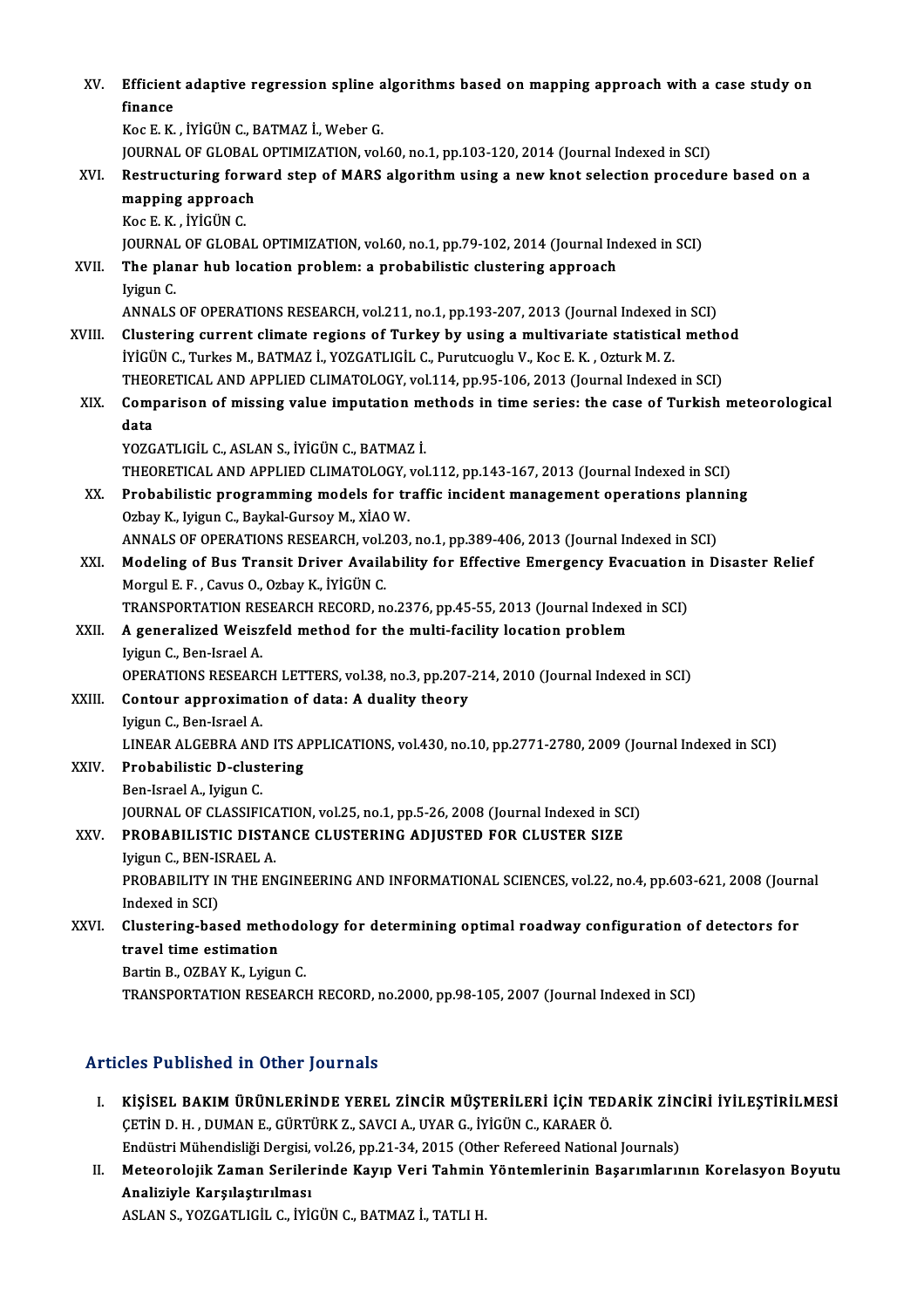XV. **Efficient adaptive regression spline algorithms based on mapping approach with a case study on finance**
Koc E. K. , İYİGÜN C., BATMAZ İ., Weber G.
JOURNAL OF GLOBAL OPTIMIZATION, vol.60, no.1, pp.103-120, 2014 (Journal Indexed in SCI)

XVI. **Restructuring forward step of MARS algorithm using a new knot selection procedure based on a mapping approach**
Koc E. K. , İYİGÜN C.
JOURNAL OF GLOBAL OPTIMIZATION, vol.60, no.1, pp.79-102, 2014 (Journal Indexed in SCI)

XVII. **The planar hub location problem: a probabilistic clustering approach**
Iyigun C.
ANNALS OF OPERATIONS RESEARCH, vol.211, no.1, pp.193-207, 2013 (Journal Indexed in SCI)

XVIII. **Clustering current climate regions of Turkey by using a multivariate statistical method**
İYİGÜN C., Turkes M., BATMAZ İ., YOZGATLIGİL C., Purutcuoglu V., Koc E. K. , Ozturk M. Z.
THEORETICAL AND APPLIED CLIMATOLOGY, vol.114, pp.95-106, 2013 (Journal Indexed in SCI)

XIX. **Comparison of missing value imputation methods in time series: the case of Turkish meteorological data**
YOZGATLIGİL C., ASLAN S., İYİGÜN C., BATMAZ İ.
THEORETICAL AND APPLIED CLIMATOLOGY, vol.112, pp.143-167, 2013 (Journal Indexed in SCI)

XX. **Probabilistic programming models for traffic incident management operations planning**
Ozbay K., Iyigun C., Baykal-Gursoy M., XİAO W.
ANNALS OF OPERATIONS RESEARCH, vol.203, no.1, pp.389-406, 2013 (Journal Indexed in SCI)

XXI. **Modeling of Bus Transit Driver Availability for Effective Emergency Evacuation in Disaster Relief**
Morgul E. F. , Cavus O., Ozbay K., İYİGÜN C.
TRANSPORTATION RESEARCH RECORD, no.2376, pp.45-55, 2013 (Journal Indexed in SCI)

XXII. **A generalized Weiszfeld method for the multi-facility location problem**
Iyigun C., Ben-Israel A.
OPERATIONS RESEARCH LETTERS, vol.38, no.3, pp.207-214, 2010 (Journal Indexed in SCI)

XXIII. **Contour approximation of data: A duality theory**
Iyigun C., Ben-Israel A.
LINEAR ALGEBRA AND ITS APPLICATIONS, vol.430, no.10, pp.2771-2780, 2009 (Journal Indexed in SCI)

XXIV. **Probabilistic D-clustering**
Ben-Israel A., Iyigun C.
JOURNAL OF CLASSIFICATION, vol.25, no.1, pp.5-26, 2008 (Journal Indexed in SCI)

XXV. **PROBABILISTIC DISTANCE CLUSTERING ADJUSTED FOR CLUSTER SIZE**
Iyigun C., BEN-ISRAEL A.
PROBABILITY IN THE ENGINEERING AND INFORMATIONAL SCIENCES, vol.22, no.4, pp.603-621, 2008 (Journal Indexed in SCI)

XXVI. **Clustering-based methodology for determining optimal roadway configuration of detectors for travel time estimation**
Bartin B., OZBAY K., Lyigun C.
TRANSPORTATION RESEARCH RECORD, no.2000, pp.98-105, 2007 (Journal Indexed in SCI)

## Articles Published in Other Journals

I. **KİŞİSEL BAKIM ÜRÜNLERİNDE YEREL ZİNCİR MÜŞTERİLERİ İÇİN TEDARİK ZİNCİRİ İYİLEŞTİRİLMESİ**
ÇETİN D. H. , DUMAN E., GÜRTÜRK Z., SAVCI A., UYAR G., İYİGÜN C., KARAER Ö.
Endüstri Mühendisliği Dergisi, vol.26, pp.21-34, 2015 (Other Refereed National Journals)

II. **Meteorolojik Zaman Serilerinde Kayıp Veri Tahmin Yöntemlerinin Başarımlarının Korelasyon Boyutu Analiziyle Karşılaştırılması**
ASLAN S., YOZGATLIGİL C., İYİGÜN C., BATMAZ İ., TATLI H.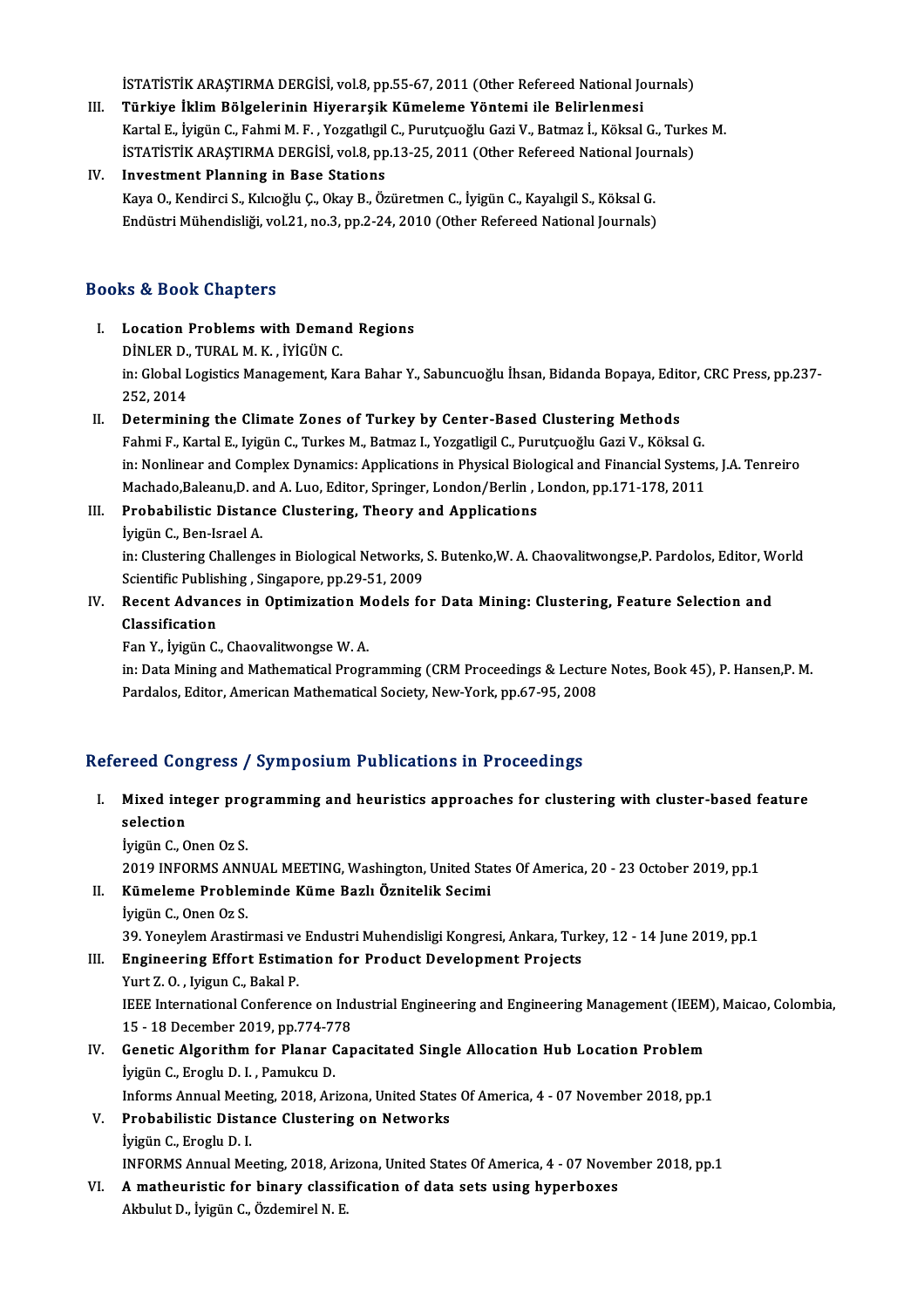İSTATİSTİK ARAŞTIRMA DERGİSİ, vol.8, pp.55-67, 2011 (Other Refereed National Journals)

III. **Türkiye İklim Bölgelerinin Hiyerarşik Kümeleme Yöntemi ile Belirlenmesi**
Kartal E., İyigün C., Fahmi M. F. , Yozgatlıgil C., Purutçuoğlu Gazi V., Batmaz İ., Köksal G., Turkes M.
İSTATİSTİK ARAŞTIRMA DERGİSİ, vol.8, pp.13-25, 2011 (Other Refereed National Journals)

IV. **Investment Planning in Base Stations**
Kaya O., Kendirci S., Kılcıoğlu Ç., Okay B., Özüretmen C., İyigün C., Kayalıgil S., Köksal G.
Endüstri Mühendisliği, vol.21, no.3, pp.2-24, 2010 (Other Refereed National Journals)

## Books & Book Chapters

I. **Location Problems with Demand Regions**
DİNLER D., TURAL M. K. , İYİGÜN C.
in: Global Logistics Management, Kara Bahar Y., Sabuncuoğlu İhsan, Bidanda Bopaya, Editor, CRC Press, pp.237-252, 2014

II. **Determining the Climate Zones of Turkey by Center-Based Clustering Methods**
Fahmi F., Kartal E., Iyigün C., Turkes M., Batmaz I., Yozgatligil C., Purutçuoğlu Gazi V., Köksal G.
in: Nonlinear and Complex Dynamics: Applications in Physical Biological and Financial Systems, J.A. Tenreiro Machado,Baleanu,D. and A. Luo, Editor, Springer, London/Berlin , London, pp.171-178, 2011

III. **Probabilistic Distance Clustering, Theory and Applications**
İyigün C., Ben-Israel A.
in: Clustering Challenges in Biological Networks, S. Butenko,W. A. Chaovalitwongse,P. Pardolos, Editor, World Scientific Publishing , Singapore, pp.29-51, 2009

IV. **Recent Advances in Optimization Models for Data Mining: Clustering, Feature Selection and Classification**
Fan Y., İyigün C., Chaovalitwongse W. A.
in: Data Mining and Mathematical Programming (CRM Proceedings & Lecture Notes, Book 45), P. Hansen,P. M. Pardalos, Editor, American Mathematical Society, New-York, pp.67-95, 2008

## Refereed Congress / Symposium Publications in Proceedings

I. **Mixed integer programming and heuristics approaches for clustering with cluster-based feature selection**
İyigün C., Onen Oz S.
2019 INFORMS ANNUAL MEETING, Washington, United States Of America, 20 - 23 October 2019, pp.1

II. **Kümeleme Probleminde Küme Bazlı Öznitelik Secimi**
İyigün C., Onen Oz S.
39. Yoneylem Arastirmasi ve Endustri Muhendisligi Kongresi, Ankara, Turkey, 12 - 14 June 2019, pp.1

III. **Engineering Effort Estimation for Product Development Projects**
Yurt Z. O. , Iyigun C., Bakal P.
IEEE International Conference on Industrial Engineering and Engineering Management (IEEM), Maicao, Colombia, 15 - 18 December 2019, pp.774-778

IV. **Genetic Algorithm for Planar Capacitated Single Allocation Hub Location Problem**
İyigün C., Eroglu D. I. , Pamukcu D.
Informs Annual Meeting, 2018, Arizona, United States Of America, 4 - 07 November 2018, pp.1

V. **Probabilistic Distance Clustering on Networks**
İyigün C., Eroglu D. I.
INFORMS Annual Meeting, 2018, Arizona, United States Of America, 4 - 07 November 2018, pp.1

VI. **A matheuristic for binary classification of data sets using hyperboxes**
Akbulut D., İyigün C., Özdemirel N. E.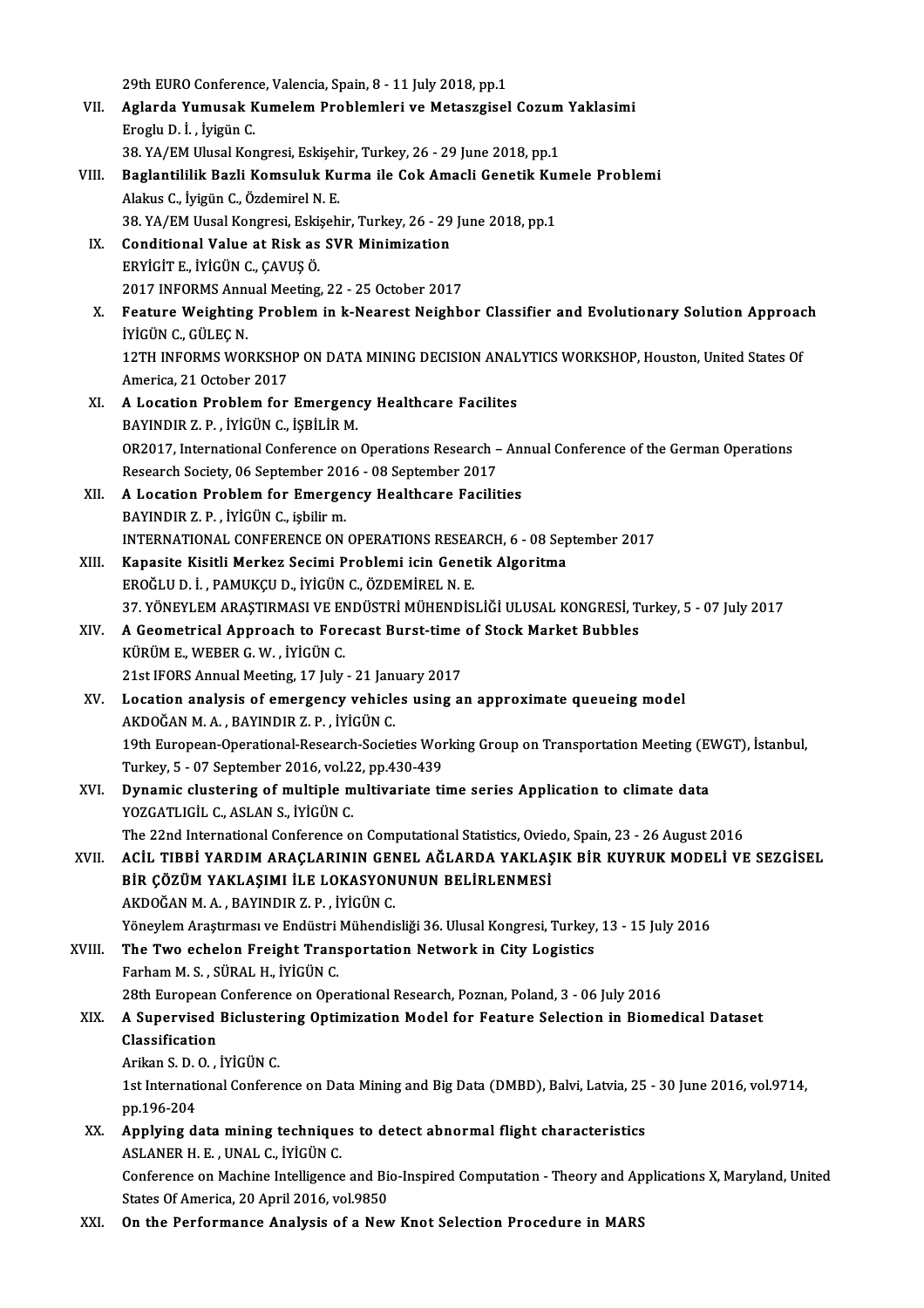29th EURO Conference, Valencia, Spain, 8 - 11 July 2018, pp.1

VII. **Aglarda Yumusak Kumelem Problemleri ve Metaszgisel Cozum Yaklasimi**
Eroglu D. İ. , İyigün C.
38. YA/EM Ulusal Kongresi, Eskişehir, Turkey, 26 - 29 June 2018, pp.1

VIII. **Baglantililik Bazli Komsuluk Kurma ile Cok Amacli Genetik Kumele Problemi**
Alakus C., İyigün C., Özdemirel N. E.
38. YA/EM Uusal Kongresi, Eskişehir, Turkey, 26 - 29 June 2018, pp.1

IX. **Conditional Value at Risk as SVR Minimization**
ERYİGİT E., İYİGÜN C., ÇAVUŞ Ö.
2017 INFORMS Annual Meeting, 22 - 25 October 2017

X. **Feature Weighting Problem in k-Nearest Neighbor Classifier and Evolutionary Solution Approach**
İYİGÜN C., GÜLEÇ N.
12TH INFORMS WORKSHOP ON DATA MINING DECISION ANALYTICS WORKSHOP, Houston, United States Of America, 21 October 2017

XI. **A Location Problem for Emergency Healthcare Facilites**
BAYINDIR Z. P. , İYİGÜN C., İŞBİLİR M.
OR2017, International Conference on Operations Research – Annual Conference of the German Operations Research Society, 06 September 2016 - 08 September 2017

XII. **A Location Problem for Emergency Healthcare Facilities**
BAYINDIR Z. P. , İYİGÜN C., işbilir m.
INTERNATIONAL CONFERENCE ON OPERATIONS RESEARCH, 6 - 08 September 2017

XIII. **Kapasite Kisitli Merkez Secimi Problemi icin Genetik Algoritma**
EROĞLU D. İ. , PAMUKÇU D., İYİGÜN C., ÖZDEMİREL N. E.
37. YÖNEYLEM ARAŞTIRMASI VE ENDÜSTRİ MÜHENDİSLİĞİ ULUSAL KONGRESİ, Turkey, 5 - 07 July 2017

XIV. **A Geometrical Approach to Forecast Burst-time of Stock Market Bubbles**
KÜRÜM E., WEBER G. W. , İYİGÜN C.
21st IFORS Annual Meeting, 17 July - 21 January 2017

XV. **Location analysis of emergency vehicles using an approximate queueing model**
AKDOĞAN M. A. , BAYINDIR Z. P. , İYİGÜN C.
19th European-Operational-Research-Societies Working Group on Transportation Meeting (EWGT), İstanbul, Turkey, 5 - 07 September 2016, vol.22, pp.430-439

XVI. **Dynamic clustering of multiple multivariate time series Application to climate data**
YOZGATLIGİL C., ASLAN S., İYİGÜN C.
The 22nd International Conference on Computational Statistics, Oviedo, Spain, 23 - 26 August 2016

XVII. **ACİL TIBBİ YARDIM ARAÇLARININ GENEL AĞLARDA YAKLAŞIK BİR KUYRUK MODELİ VE SEZGİSEL BİR ÇÖZÜM YAKLAŞIMI İLE LOKASYONUNUN BELİRLENMESİ**
AKDOĞAN M. A. , BAYINDIR Z. P. , İYİGÜN C.
Yöneylem Araştırması ve Endüstri Mühendisliği 36. Ulusal Kongresi, Turkey, 13 - 15 July 2016

XVIII. **The Two echelon Freight Transportation Network in City Logistics**
Farham M. S. , SÜRAL H., İYİGÜN C.
28th European Conference on Operational Research, Poznan, Poland, 3 - 06 July 2016

XIX. **A Supervised Biclustering Optimization Model for Feature Selection in Biomedical Dataset Classification**
Arikan S. D. O. , İYİGÜN C.
1st International Conference on Data Mining and Big Data (DMBD), Balvi, Latvia, 25 - 30 June 2016, vol.9714, pp.196-204

XX. **Applying data mining techniques to detect abnormal flight characteristics**
ASLANER H. E. , UNAL C., İYİGÜN C.
Conference on Machine Intelligence and Bio-Inspired Computation - Theory and Applications X, Maryland, United States Of America, 20 April 2016, vol.9850

XXI. **On the Performance Analysis of a New Knot Selection Procedure in MARS**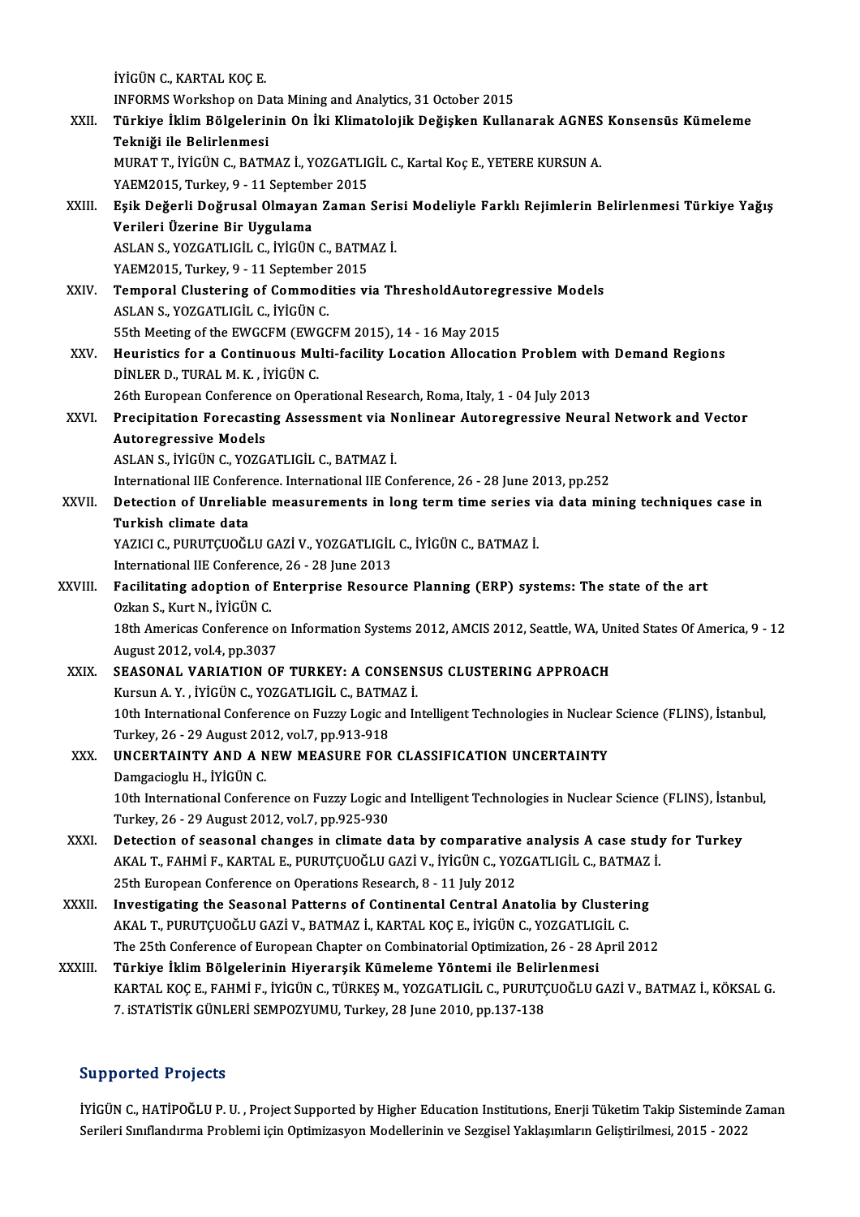İYİGÜN C., KARTAL KOÇ E.
INFORMS Workshop on Data Mining and Analytics, 31 October 2015

XXII. **Türkiye İklim Bölgelerinin On İki Klimatolojik Değişken Kullanarak AGNES Konsensüs Kümeleme Tekniği ile Belirlenmesi**
MURAT T., İYİGÜN C., BATMAZ İ., YOZGATLIGİL C., Kartal Koç E., YETERE KURSUN A.
YAEM2015, Turkey, 9 - 11 September 2015

XXIII. **Eşik Değerli Doğrusal Olmayan Zaman Serisi Modeliyle Farklı Rejimlerin Belirlenmesi Türkiye Yağış Verileri Üzerine Bir Uygulama**
ASLAN S., YOZGATLIGİL C., İYİGÜN C., BATMAZ İ.
YAEM2015, Turkey, 9 - 11 September 2015

XXIV. **Temporal Clustering of Commodities via ThresholdAutoregressive Models**
ASLAN S., YOZGATLIGİL C., İYİGÜN C.
55th Meeting of the EWGCFM (EWGCFM 2015), 14 - 16 May 2015

XXV. **Heuristics for a Continuous Multi-facility Location Allocation Problem with Demand Regions**
DİNLER D., TURAL M. K. , İYİGÜN C.
26th European Conference on Operational Research, Roma, Italy, 1 - 04 July 2013

XXVI. **Precipitation Forecasting Assessment via Nonlinear Autoregressive Neural Network and Vector Autoregressive Models**
ASLAN S., İYİGÜN C., YOZGATLIGİL C., BATMAZ İ.
International IIE Conference. International IIE Conference, 26 - 28 June 2013, pp.252

XXVII. **Detection of Unreliable measurements in long term time series via data mining techniques case in Turkish climate data**
YAZICI C., PURUTÇUOĞLU GAZİ V., YOZGATLIGİL C., İYİGÜN C., BATMAZ İ.
International IIE Conference, 26 - 28 June 2013

XXVIII. **Facilitating adoption of Enterprise Resource Planning (ERP) systems: The state of the art**
Ozkan S., Kurt N., İYİGÜN C.
18th Americas Conference on Information Systems 2012, AMCIS 2012, Seattle, WA, United States Of America, 9 - 12 August 2012, vol.4, pp.3037

XXIX. **SEASONAL VARIATION OF TURKEY: A CONSENSUS CLUSTERING APPROACH**
Kursun A. Y. , İYİGÜN C., YOZGATLIGİL C., BATMAZ İ.
10th International Conference on Fuzzy Logic and Intelligent Technologies in Nuclear Science (FLINS), İstanbul, Turkey, 26 - 29 August 2012, vol.7, pp.913-918

XXX. **UNCERTAINTY AND A NEW MEASURE FOR CLASSIFICATION UNCERTAINTY**
Damgacioglu H., İYİGÜN C.
10th International Conference on Fuzzy Logic and Intelligent Technologies in Nuclear Science (FLINS), İstanbul, Turkey, 26 - 29 August 2012, vol.7, pp.925-930

XXXI. **Detection of seasonal changes in climate data by comparative analysis A case study for Turkey**
AKAL T., FAHMİ F., KARTAL E., PURUTÇUOĞLU GAZİ V., İYİGÜN C., YOZGATLIGİL C., BATMAZ İ.
25th European Conference on Operations Research, 8 - 11 July 2012

XXXII. **Investigating the Seasonal Patterns of Continental Central Anatolia by Clustering**
AKAL T., PURUTÇUOĞLU GAZİ V., BATMAZ İ., KARTAL KOÇ E., İYİGÜN C., YOZGATLIGİL C.
The 25th Conference of European Chapter on Combinatorial Optimization, 26 - 28 April 2012

XXXIII. **Türkiye İklim Bölgelerinin Hiyerarşik Kümeleme Yöntemi ile Belirlenmesi**
KARTAL KOÇ E., FAHMİ F., İYİGÜN C., TÜRKEŞ M., YOZGATLIGİL C., PURUTÇUOĞLU GAZİ V., BATMAZ İ., KÖKSAL G.
7. iSTATİSTİK GÜNLERİ SEMPOZYUMU, Turkey, 28 June 2010, pp.137-138

## Supported Projects

İYİGÜN C., HATİPOĞLU P. U. , Project Supported by Higher Education Institutions, Enerji Tüketim Takip Sisteminde Zaman Serileri Sınıflandırma Problemi için Optimizasyon Modellerinin ve Sezgisel Yaklaşımların Geliştirilmesi, 2015 - 2022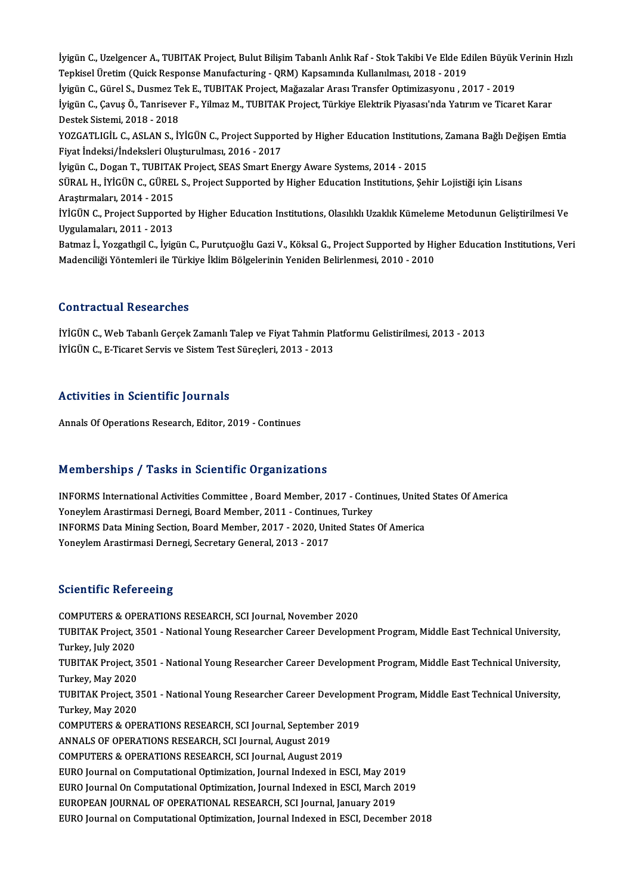İyigün C., Uzelgencer A., TUBITAK Project, Bulut Bilişim Tabanlı Anlık Raf - Stok Takibi Ve Elde Edilen Büyük Verinin Hızlı Tepkisel Üretim (Quick Response Manufacturing - QRM) Kapsamında Kullanılması, 2018 - 2019

İyigün C., Gürel S., Dusmez Tek E., TUBITAK Project, Mağazalar Arası Transfer Optimizasyonu , 2017 - 2019

İyigün C., Çavuş Ö., Tanrisever F., Yilmaz M., TUBITAK Project, Türkiye Elektrik Piyasası'nda Yatırım ve Ticaret Karar Destek Sistemi, 2018 - 2018

YOZGATLIGİL C., ASLAN S., İYİGÜN C., Project Supported by Higher Education Institutions, Zamana Bağlı Değişen Emtia Fiyat İndeksi/İndeksleri Oluşturulması, 2016 - 2017

İyigün C., Dogan T., TUBITAK Project, SEAS Smart Energy Aware Systems, 2014 - 2015

SÜRAL H., İYİGÜN C., GÜREL S., Project Supported by Higher Education Institutions, Şehir Lojistiği için Lisans Araştırmaları, 2014 - 2015

İYİGÜN C., Project Supported by Higher Education Institutions, Olasılıklı Uzaklık Kümeleme Metodunun Geliştirilmesi Ve Uygulamaları, 2011 - 2013

Batmaz İ., Yozgatlıgil C., İyigün C., Purutçuoğlu Gazi V., Köksal G., Project Supported by Higher Education Institutions, Veri Madenciliği Yöntemleri ile Türkiye İklim Bölgelerinin Yeniden Belirlenmesi, 2010 - 2010

## Contractual Researches

İYİGÜN C., Web Tabanlı Gerçek Zamanlı Talep ve Fiyat Tahmin Platformu Gelistirilmesi, 2013 - 2013

İYİGÜN C., E-Ticaret Servis ve Sistem Test Süreçleri, 2013 - 2013

## Activities in Scientific Journals

Annals Of Operations Research, Editor, 2019 - Continues

## Memberships / Tasks in Scientific Organizations

INFORMS International Activities Committee , Board Member, 2017 - Continues, United States Of America

Yoneylem Arastirmasi Dernegi, Board Member, 2011 - Continues, Turkey

INFORMS Data Mining Section, Board Member, 2017 - 2020, United States Of America

Yoneylem Arastirmasi Dernegi, Secretary General, 2013 - 2017

## Scientific Refereeing

COMPUTERS & OPERATIONS RESEARCH, SCI Journal, November 2020

TUBITAK Project, 3501 - National Young Researcher Career Development Program, Middle East Technical University, Turkey, July 2020

TUBITAK Project, 3501 - National Young Researcher Career Development Program, Middle East Technical University, Turkey, May 2020

TUBITAK Project, 3501 - National Young Researcher Career Development Program, Middle East Technical University, Turkey, May 2020

COMPUTERS & OPERATIONS RESEARCH, SCI Journal, September 2019

ANNALS OF OPERATIONS RESEARCH, SCI Journal, August 2019

COMPUTERS & OPERATIONS RESEARCH, SCI Journal, August 2019

EURO Journal on Computational Optimization, Journal Indexed in ESCI, May 2019

EURO Journal On Computational Optimization, Journal Indexed in ESCI, March 2019

EUROPEAN JOURNAL OF OPERATIONAL RESEARCH, SCI Journal, January 2019

EURO Journal on Computational Optimization, Journal Indexed in ESCI, December 2018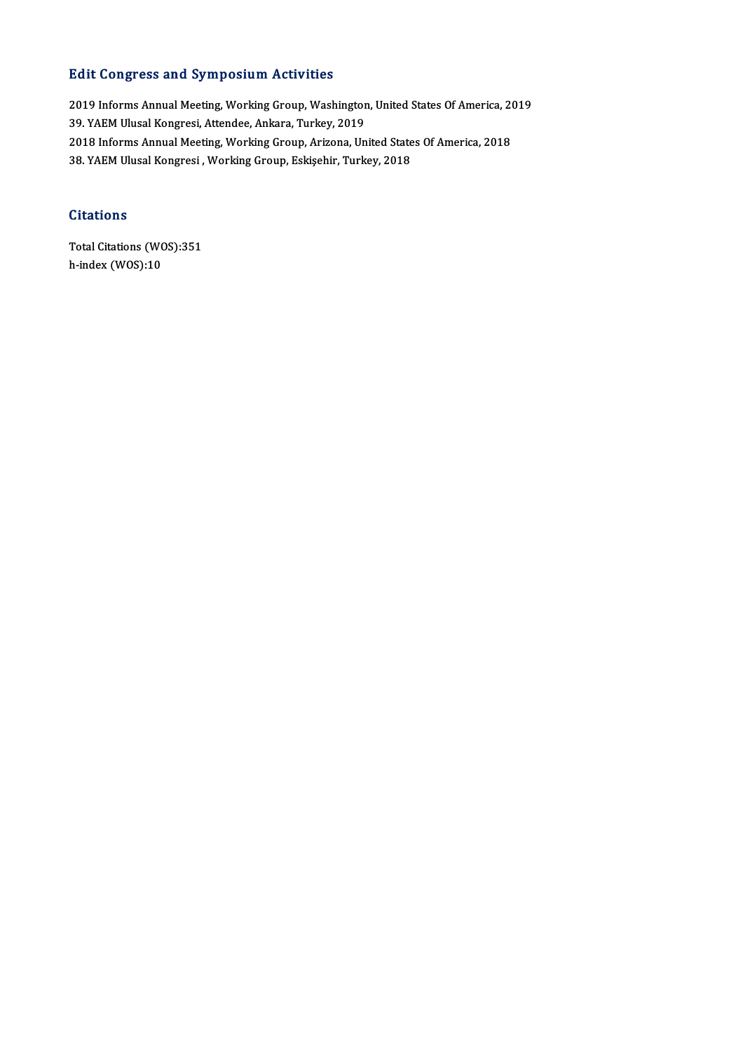## Edit Congress and Symposium Activities

2019 Informs Annual Meeting, Working Group, Washington, United States Of America, 2019
39. YAEM Ulusal Kongresi, Attendee, Ankara, Turkey, 2019
2018 Informs Annual Meeting, Working Group, Arizona, United States Of America, 2018
38. YAEM Ulusal Kongresi , Working Group, Eskişehir, Turkey, 2018

## Citations

Total Citations (WOS):351
h-index (WOS):10